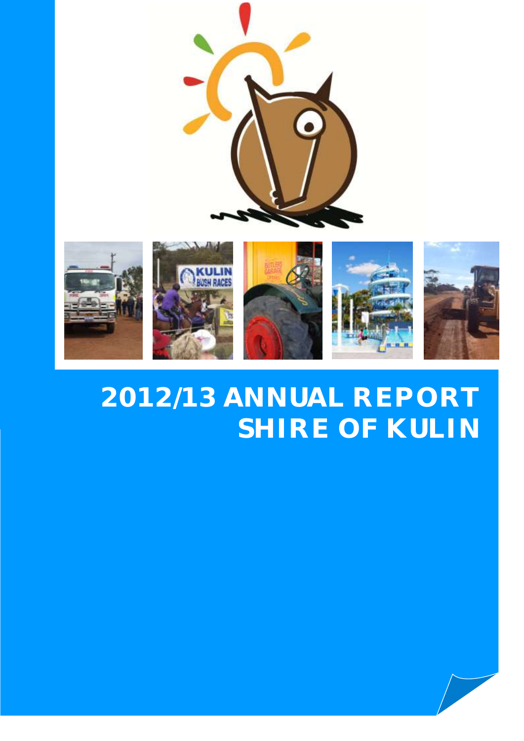# 2012/13 ANNUAL REPORT
# SHIRE OF KULIN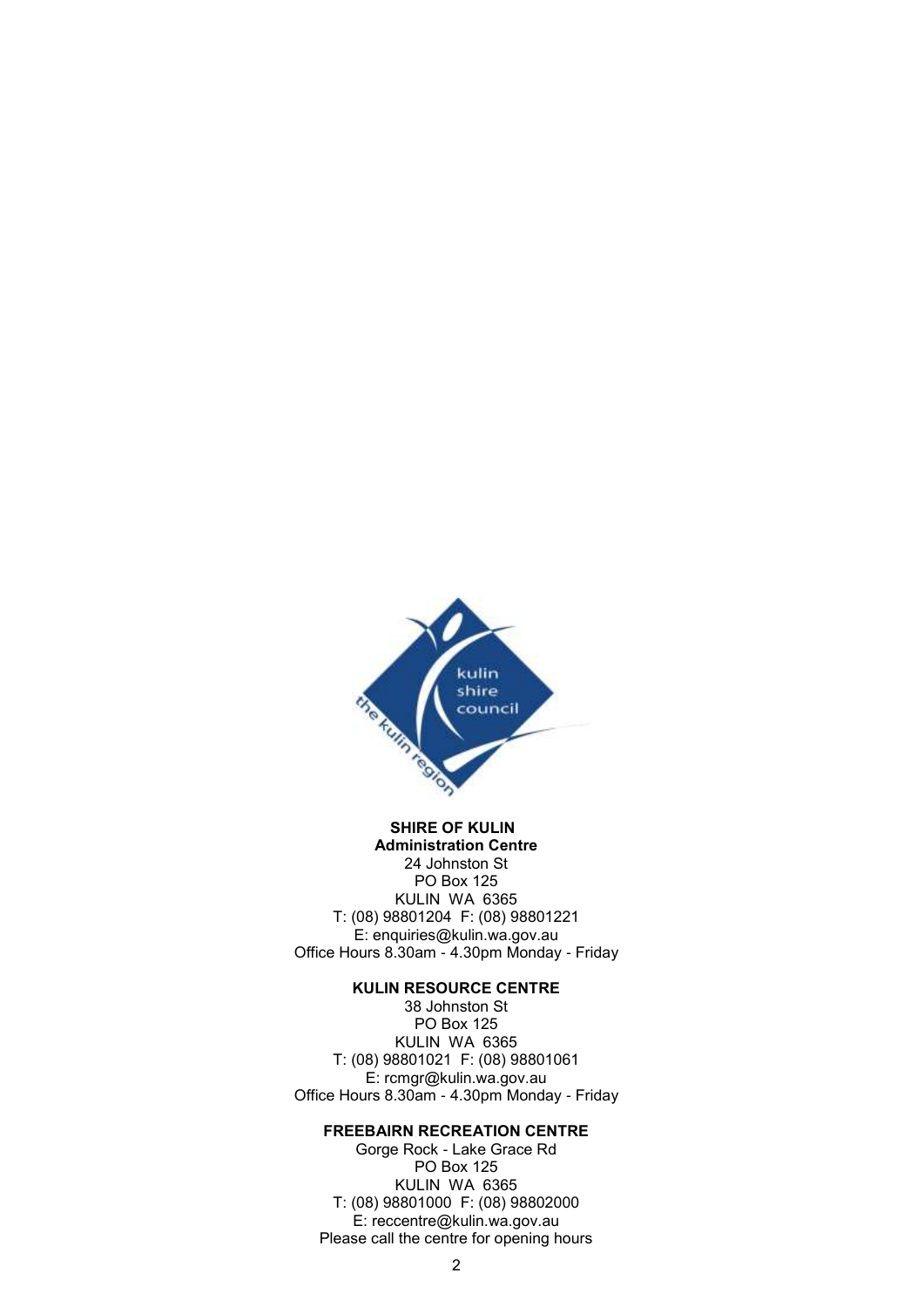**SHIRE OF KULIN**
**Administration Centre**
24 Johnston St
PO Box 125
KULIN WA 6365
T: (08) 98801204 F: (08) 98801221
E: enquiries@kulin.wa.gov.au
Office Hours 8.30am - 4.30pm Monday - Friday

**KULIN RESOURCE CENTRE**
38 Johnston St
PO Box 125
KULIN WA 6365
T: (08) 98801021 F: (08) 98801061
E: rcmgr@kulin.wa.gov.au
Office Hours 8.30am - 4.30pm Monday - Friday

**FREEBAIRN RECREATION CENTRE**
Gorge Rock - Lake Grace Rd
PO Box 125
KULIN WA 6365
T: (08) 98801000 F: (08) 98802000
E: reccentre@kulin.wa.gov.au
Please call the centre for opening hours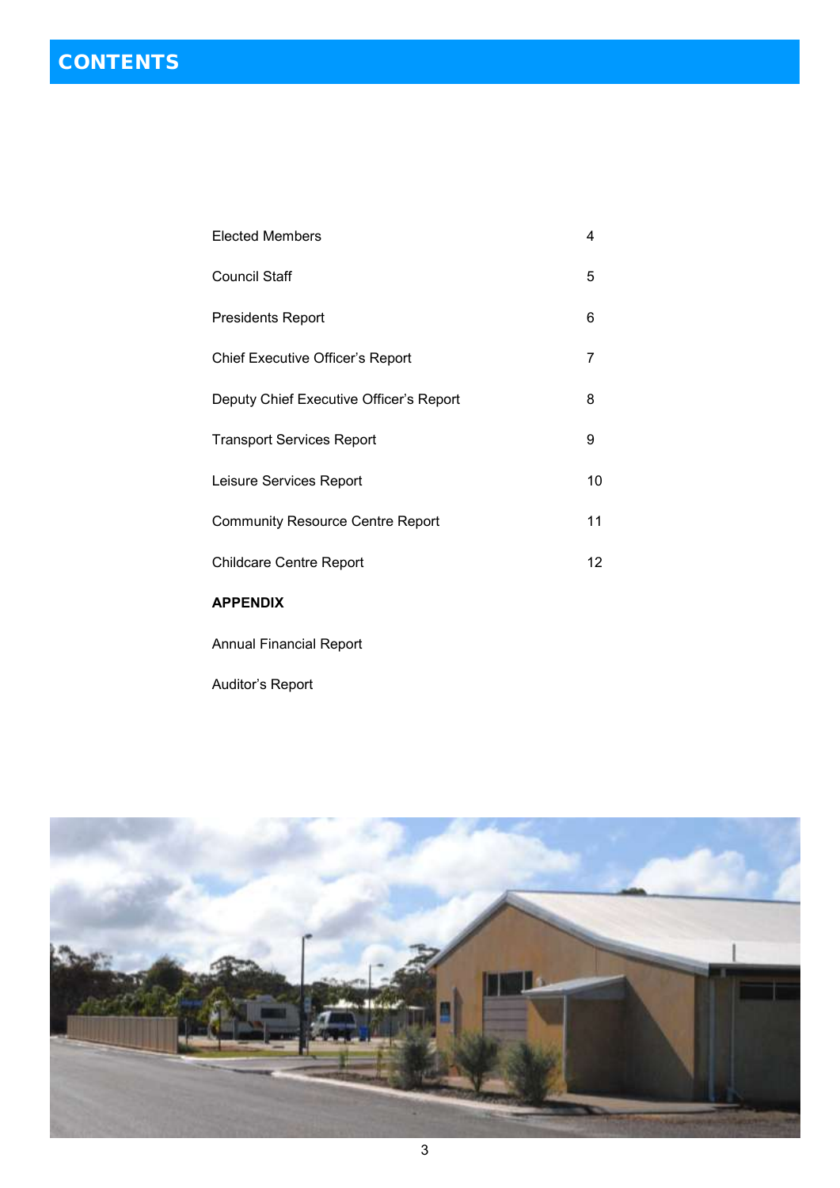# CONTENTS

| | |
|---|---|
| Elected Members | 4 |
| Council Staff | 5 |
| Presidents Report | 6 |
| Chief Executive Officer's Report | 7 |
| Deputy Chief Executive Officer's Report | 8 |
| Transport Services Report | 9 |
| Leisure Services Report | 10 |
| Community Resource Centre Report | 11 |
| Childcare Centre Report | 12 |

**APPENDIX**

Annual Financial Report

Auditor's Report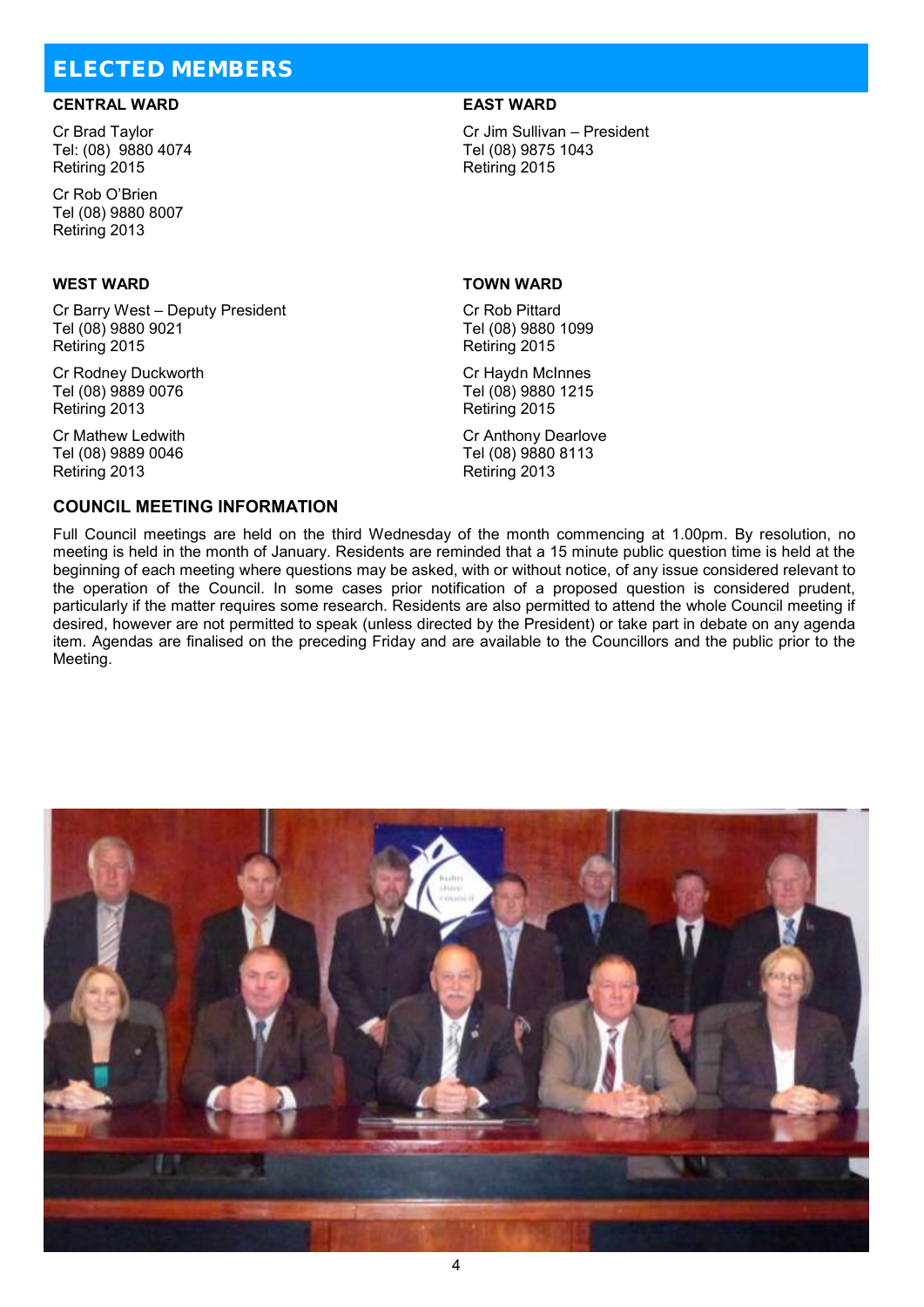# ELECTED MEMBERS

## CENTRAL WARD

Cr Brad Taylor
Tel: (08) 9880 4074
Retiring 2015

Cr Rob O'Brien
Tel (08) 9880 8007
Retiring 2013

## EAST WARD

Cr Jim Sullivan – President
Tel (08) 9875 1043
Retiring 2015

## WEST WARD

Cr Barry West – Deputy President
Tel (08) 9880 9021
Retiring 2015

Cr Rodney Duckworth
Tel (08) 9889 0076
Retiring 2013

Cr Mathew Ledwith
Tel (08) 9889 0046
Retiring 2013

## TOWN WARD

Cr Rob Pittard
Tel (08) 9880 1099
Retiring 2015

Cr Haydn McInnes
Tel (08) 9880 1215
Retiring 2015

Cr Anthony Dearlove
Tel (08) 9880 8113
Retiring 2013

## COUNCIL MEETING INFORMATION

Full Council meetings are held on the third Wednesday of the month commencing at 1.00pm. By resolution, no meeting is held in the month of January. Residents are reminded that a 15 minute public question time is held at the beginning of each meeting where questions may be asked, with or without notice, of any issue considered relevant to the operation of the Council. In some cases prior notification of a proposed question is considered prudent, particularly if the matter requires some research. Residents are also permitted to attend the whole Council meeting if desired, however are not permitted to speak (unless directed by the President) or take part in debate on any agenda item. Agendas are finalised on the preceding Friday and are available to the Councillors and the public prior to the Meeting.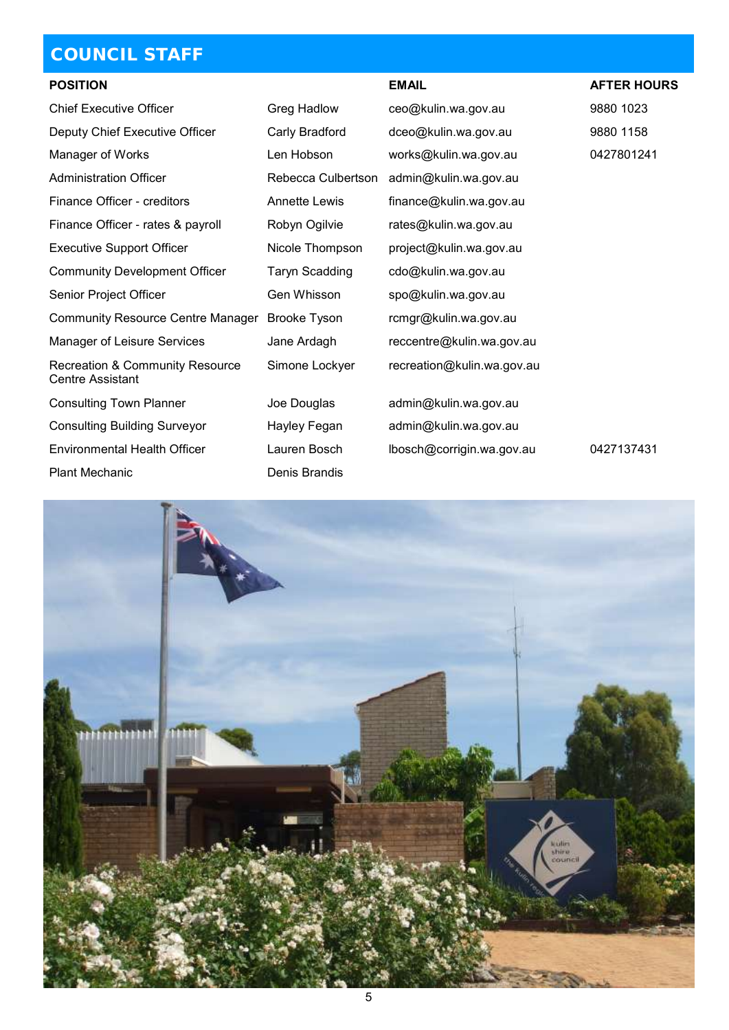## COUNCIL STAFF

| POSITION | | EMAIL | AFTER HOURS |
|---|---|---|---|
| Chief Executive Officer | Greg Hadlow | ceo@kulin.wa.gov.au | 9880 1023 |
| Deputy Chief Executive Officer | Carly Bradford | dceo@kulin.wa.gov.au | 9880 1158 |
| Manager of Works | Len Hobson | works@kulin.wa.gov.au | 0427801241 |
| Administration Officer | Rebecca Culbertson | admin@kulin.wa.gov.au | |
| Finance Officer - creditors | Annette Lewis | finance@kulin.wa.gov.au | |
| Finance Officer - rates & payroll | Robyn Ogilvie | rates@kulin.wa.gov.au | |
| Executive Support Officer | Nicole Thompson | project@kulin.wa.gov.au | |
| Community Development Officer | Taryn Scadding | cdo@kulin.wa.gov.au | |
| Senior Project Officer | Gen Whisson | spo@kulin.wa.gov.au | |
| Community Resource Centre Manager | Brooke Tyson | rcmgr@kulin.wa.gov.au | |
| Manager of Leisure Services | Jane Ardagh | reccentre@kulin.wa.gov.au | |
| Recreation & Community Resource Centre Assistant | Simone Lockyer | recreation@kulin.wa.gov.au | |
| Consulting Town Planner | Joe Douglas | admin@kulin.wa.gov.au | |
| Consulting Building Surveyor | Hayley Fegan | admin@kulin.wa.gov.au | |
| Environmental Health Officer | Lauren Bosch | lbosch@corrigin.wa.gov.au | 0427137431 |
| Plant Mechanic | Denis Brandis | | |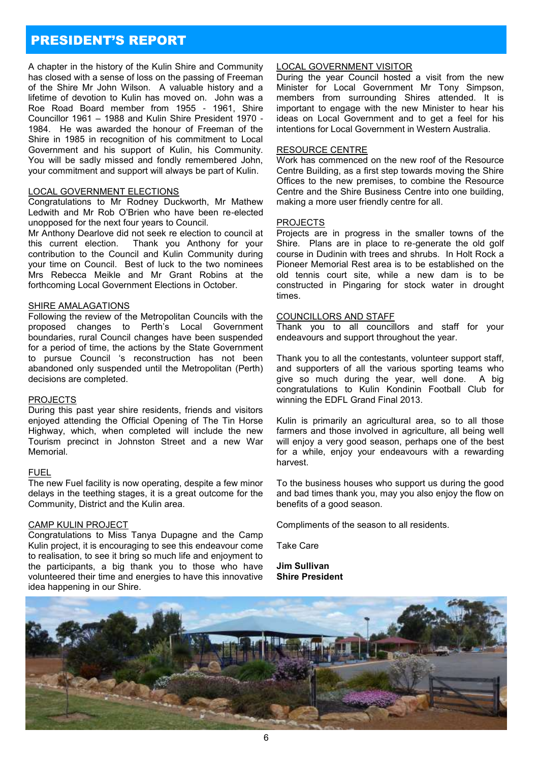# PRESIDENT'S REPORT

A chapter in the history of the Kulin Shire and Community has closed with a sense of loss on the passing of Freeman of the Shire Mr John Wilson. A valuable history and a lifetime of devotion to Kulin has moved on. John was a Roe Road Board member from 1955 - 1961, Shire Councillor 1961 – 1988 and Kulin Shire President 1970 - 1984. He was awarded the honour of Freeman of the Shire in 1985 in recognition of his commitment to Local Government and his support of Kulin, his Community. You will be sadly missed and fondly remembered John, your commitment and support will always be part of Kulin.

## LOCAL GOVERNMENT ELECTIONS

Congratulations to Mr Rodney Duckworth, Mr Mathew Ledwith and Mr Rob O'Brien who have been re-elected unopposed for the next four years to Council.

Mr Anthony Dearlove did not seek re election to council at this current election. Thank you Anthony for your contribution to the Council and Kulin Community during your time on Council. Best of luck to the two nominees Mrs Rebecca Meikle and Mr Grant Robins at the forthcoming Local Government Elections in October.

## SHIRE AMALAGATIONS

Following the review of the Metropolitan Councils with the proposed changes to Perth's Local Government boundaries, rural Council changes have been suspended for a period of time, the actions by the State Government to pursue Council 's reconstruction has not been abandoned only suspended until the Metropolitan (Perth) decisions are completed.

## PROJECTS

During this past year shire residents, friends and visitors enjoyed attending the Official Opening of The Tin Horse Highway, which, when completed will include the new Tourism precinct in Johnston Street and a new War Memorial.

## FUEL

The new Fuel facility is now operating, despite a few minor delays in the teething stages, it is a great outcome for the Community, District and the Kulin area.

## CAMP KULIN PROJECT

Congratulations to Miss Tanya Dupagne and the Camp Kulin project, it is encouraging to see this endeavour come to realisation, to see it bring so much life and enjoyment to the participants, a big thank you to those who have volunteered their time and energies to have this innovative idea happening in our Shire.

## LOCAL GOVERNMENT VISITOR

During the year Council hosted a visit from the new Minister for Local Government Mr Tony Simpson, members from surrounding Shires attended. It is important to engage with the new Minister to hear his ideas on Local Government and to get a feel for his intentions for Local Government in Western Australia.

## RESOURCE CENTRE

Work has commenced on the new roof of the Resource Centre Building, as a first step towards moving the Shire Offices to the new premises, to combine the Resource Centre and the Shire Business Centre into one building, making a more user friendly centre for all.

## PROJECTS

Projects are in progress in the smaller towns of the Shire. Plans are in place to re-generate the old golf course in Dudinin with trees and shrubs. In Holt Rock a Pioneer Memorial Rest area is to be established on the old tennis court site, while a new dam is to be constructed in Pingaring for stock water in drought times.

## COUNCILLORS AND STAFF

Thank you to all councillors and staff for your endeavours and support throughout the year.

Thank you to all the contestants, volunteer support staff, and supporters of all the various sporting teams who give so much during the year, well done. A big congratulations to Kulin Kondinin Football Club for winning the EDFL Grand Final 2013.

Kulin is primarily an agricultural area, so to all those farmers and those involved in agriculture, all being well will enjoy a very good season, perhaps one of the best for a while, enjoy your endeavours with a rewarding harvest.

To the business houses who support us during the good and bad times thank you, may you also enjoy the flow on benefits of a good season.

Compliments of the season to all residents.

Take Care

**Jim Sullivan**
**Shire President**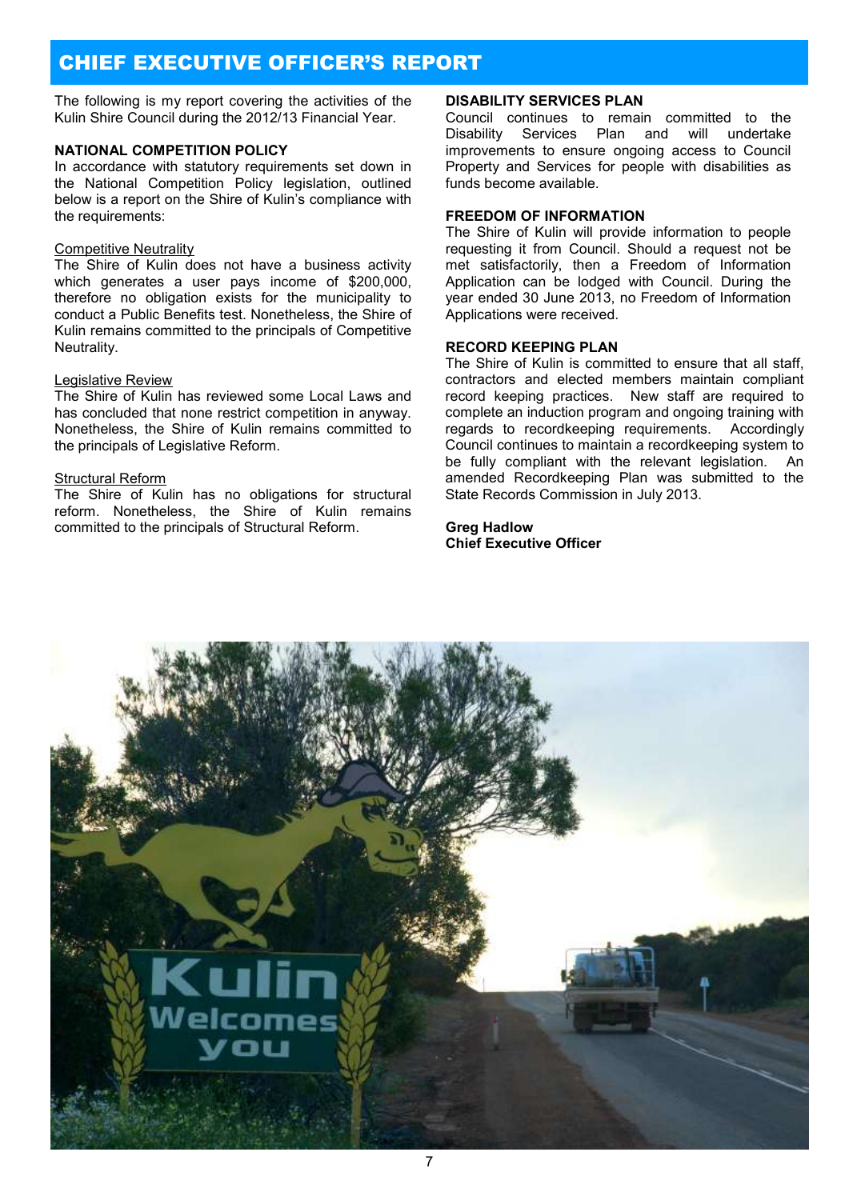# CHIEF EXECUTIVE OFFICER'S REPORT

The following is my report covering the activities of the Kulin Shire Council during the 2012/13 Financial Year.

## NATIONAL COMPETITION POLICY

In accordance with statutory requirements set down in the National Competition Policy legislation, outlined below is a report on the Shire of Kulin's compliance with the requirements:

Competitive Neutrality

The Shire of Kulin does not have a business activity which generates a user pays income of $200,000, therefore no obligation exists for the municipality to conduct a Public Benefits test. Nonetheless, the Shire of Kulin remains committed to the principals of Competitive Neutrality.

Legislative Review

The Shire of Kulin has reviewed some Local Laws and has concluded that none restrict competition in anyway. Nonetheless, the Shire of Kulin remains committed to the principals of Legislative Reform.

Structural Reform

The Shire of Kulin has no obligations for structural reform. Nonetheless, the Shire of Kulin remains committed to the principals of Structural Reform.

## DISABILITY SERVICES PLAN

Council continues to remain committed to the Disability Services Plan and will undertake improvements to ensure ongoing access to Council Property and Services for people with disabilities as funds become available.

## FREEDOM OF INFORMATION

The Shire of Kulin will provide information to people requesting it from Council. Should a request not be met satisfactorily, then a Freedom of Information Application can be lodged with Council. During the year ended 30 June 2013, no Freedom of Information Applications were received.

## RECORD KEEPING PLAN

The Shire of Kulin is committed to ensure that all staff, contractors and elected members maintain compliant record keeping practices. New staff are required to complete an induction program and ongoing training with regards to recordkeeping requirements. Accordingly Council continues to maintain a recordkeeping system to be fully compliant with the relevant legislation. An amended Recordkeeping Plan was submitted to the State Records Commission in July 2013.

**Greg Hadlow**
**Chief Executive Officer**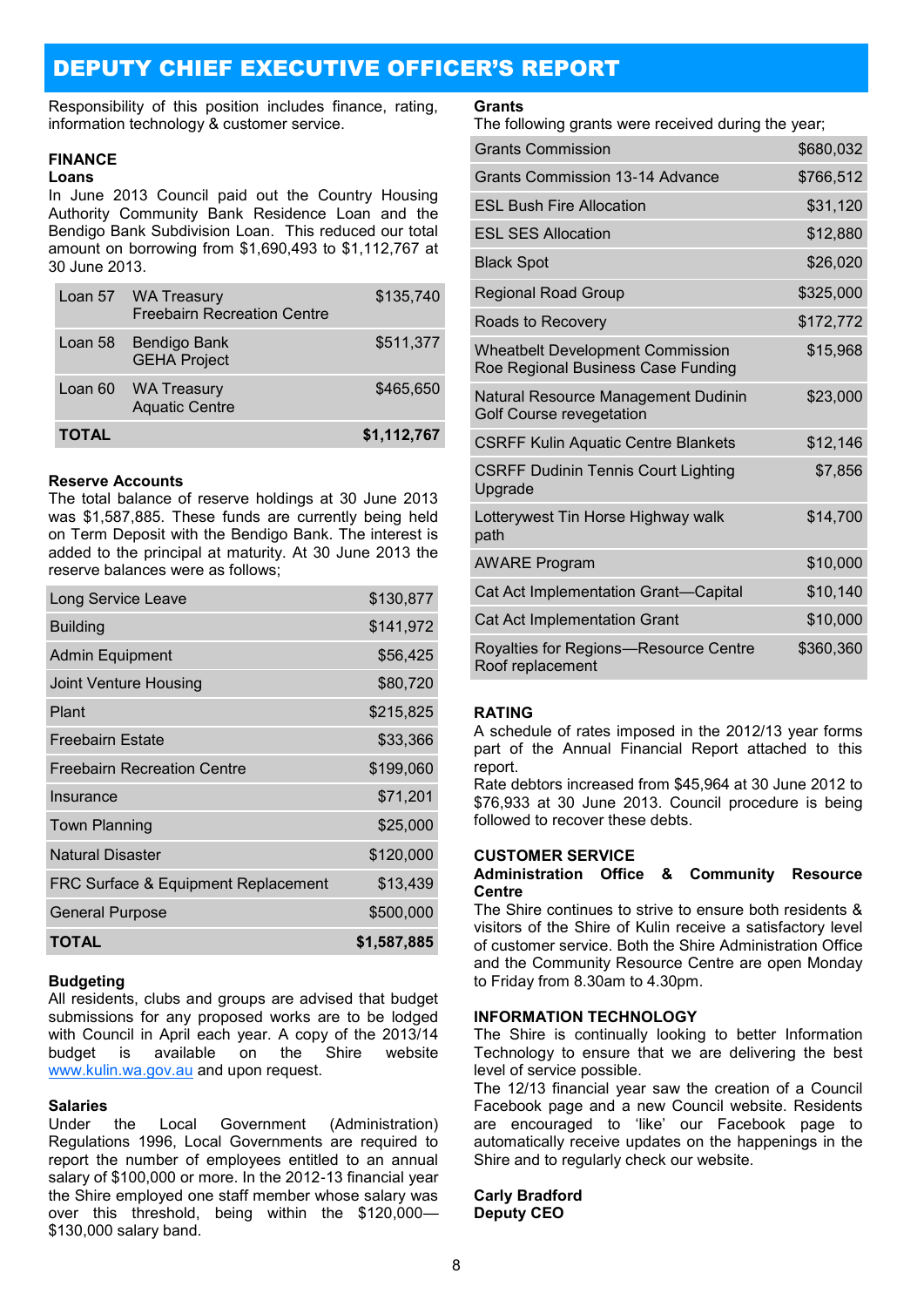# DEPUTY CHIEF EXECUTIVE OFFICER'S REPORT

Responsibility of this position includes finance, rating, information technology & customer service.

## FINANCE

### Loans

In June 2013 Council paid out the Country Housing Authority Community Bank Residence Loan and the Bendigo Bank Subdivision Loan. This reduced our total amount on borrowing from $1,690,493 to $1,112,767 at 30 June 2013.

| | | |
|---|---|---|
| Loan 57 | WA Treasury Freebairn Recreation Centre | $135,740 |
| Loan 58 | Bendigo Bank GEHA Project | $511,377 |
| Loan 60 | WA Treasury Aquatic Centre | $465,650 |
| **TOTAL** | | **$1,112,767** |

### Reserve Accounts

The total balance of reserve holdings at 30 June 2013 was $1,587,885. These funds are currently being held on Term Deposit with the Bendigo Bank. The interest is added to the principal at maturity. At 30 June 2013 the reserve balances were as follows;

| | |
|---|---|
| Long Service Leave | $130,877 |
| Building | $141,972 |
| Admin Equipment | $56,425 |
| Joint Venture Housing | $80,720 |
| Plant | $215,825 |
| Freebairn Estate | $33,366 |
| Freebairn Recreation Centre | $199,060 |
| Insurance | $71,201 |
| Town Planning | $25,000 |
| Natural Disaster | $120,000 |
| FRC Surface & Equipment Replacement | $13,439 |
| General Purpose | $500,000 |
| **TOTAL** | **$1,587,885** |

### Budgeting

All residents, clubs and groups are advised that budget submissions for any proposed works are to be lodged with Council in April each year. A copy of the 2013/14 budget is available on the Shire website www.kulin.wa.gov.au and upon request.

### Salaries

Under the Local Government (Administration) Regulations 1996, Local Governments are required to report the number of employees entitled to an annual salary of $100,000 or more. In the 2012-13 financial year the Shire employed one staff member whose salary was over this threshold, being within the $120,000—$130,000 salary band.

### Grants

The following grants were received during the year;

| | |
|---|---|
| Grants Commission | $680,032 |
| Grants Commission 13-14 Advance | $766,512 |
| ESL Bush Fire Allocation | $31,120 |
| ESL SES Allocation | $12,880 |
| Black Spot | $26,020 |
| Regional Road Group | $325,000 |
| Roads to Recovery | $172,772 |
| Wheatbelt Development Commission Roe Regional Business Case Funding | $15,968 |
| Natural Resource Management Dudinin Golf Course revegetation | $23,000 |
| CSRFF Kulin Aquatic Centre Blankets | $12,146 |
| CSRFF Dudinin Tennis Court Lighting Upgrade | $7,856 |
| Lotterywest Tin Horse Highway walk path | $14,700 |
| AWARE Program | $10,000 |
| Cat Act Implementation Grant—Capital | $10,140 |
| Cat Act Implementation Grant | $10,000 |
| Royalties for Regions—Resource Centre Roof replacement | $360,360 |

## RATING

A schedule of rates imposed in the 2012/13 year forms part of the Annual Financial Report attached to this report.

Rate debtors increased from $45,964 at 30 June 2012 to $76,933 at 30 June 2013. Council procedure is being followed to recover these debts.

## CUSTOMER SERVICE

### Administration Office & Community Resource Centre

The Shire continues to strive to ensure both residents & visitors of the Shire of Kulin receive a satisfactory level of customer service. Both the Shire Administration Office and the Community Resource Centre are open Monday to Friday from 8.30am to 4.30pm.

## INFORMATION TECHNOLOGY

The Shire is continually looking to better Information Technology to ensure that we are delivering the best level of service possible.

The 12/13 financial year saw the creation of a Council Facebook page and a new Council website. Residents are encouraged to 'like' our Facebook page to automatically receive updates on the happenings in the Shire and to regularly check our website.

**Carly Bradford**
**Deputy CEO**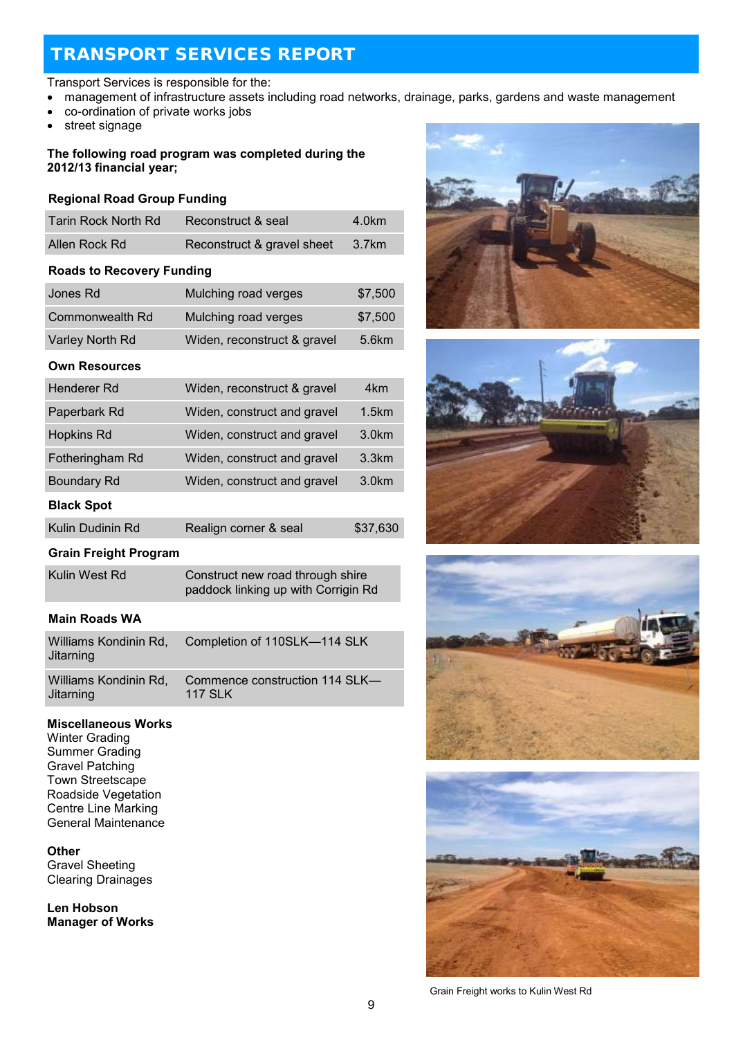# TRANSPORT SERVICES REPORT

Transport Services is responsible for the:

- management of infrastructure assets including road networks, drainage, parks, gardens and waste management
- co-ordination of private works jobs
- street signage

**The following road program was completed during the 2012/13 financial year;**

### Regional Road Group Funding

| | | |
|---|---|---|
| Tarin Rock North Rd | Reconstruct & seal | 4.0km |
| Allen Rock Rd | Reconstruct & gravel sheet | 3.7km |

### Roads to Recovery Funding

| | | |
|---|---|---|
| Jones Rd | Mulching road verges | $7,500 |
| Commonwealth Rd | Mulching road verges | $7,500 |
| Varley North Rd | Widen, reconstruct & gravel | 5.6km |

### Own Resources

| | | |
|---|---|---|
| Henderer Rd | Widen, reconstruct & gravel | 4km |
| Paperbark Rd | Widen, construct and gravel | 1.5km |
| Hopkins Rd | Widen, construct and gravel | 3.0km |
| Fotheringham Rd | Widen, construct and gravel | 3.3km |
| Boundary Rd | Widen, construct and gravel | 3.0km |

### Black Spot

| | | |
|---|---|---|
| Kulin Dudinin Rd | Realign corner & seal | $37,630 |

### Grain Freight Program

| | |
|---|---|
| Kulin West Rd | Construct new road through shire paddock linking up with Corrigin Rd |

### Main Roads WA

| | |
|---|---|
| Williams Kondinin Rd, Jitarning | Completion of 110SLK—114 SLK |
| Williams Kondinin Rd, Jitarning | Commence construction 114 SLK—117 SLK |

**Miscellaneous Works**
Winter Grading
Summer Grading
Gravel Patching
Town Streetscape
Roadside Vegetation
Centre Line Marking
General Maintenance

**Other**
Gravel Sheeting
Clearing Drainages

**Len Hobson**
**Manager of Works**

Grain Freight works to Kulin West Rd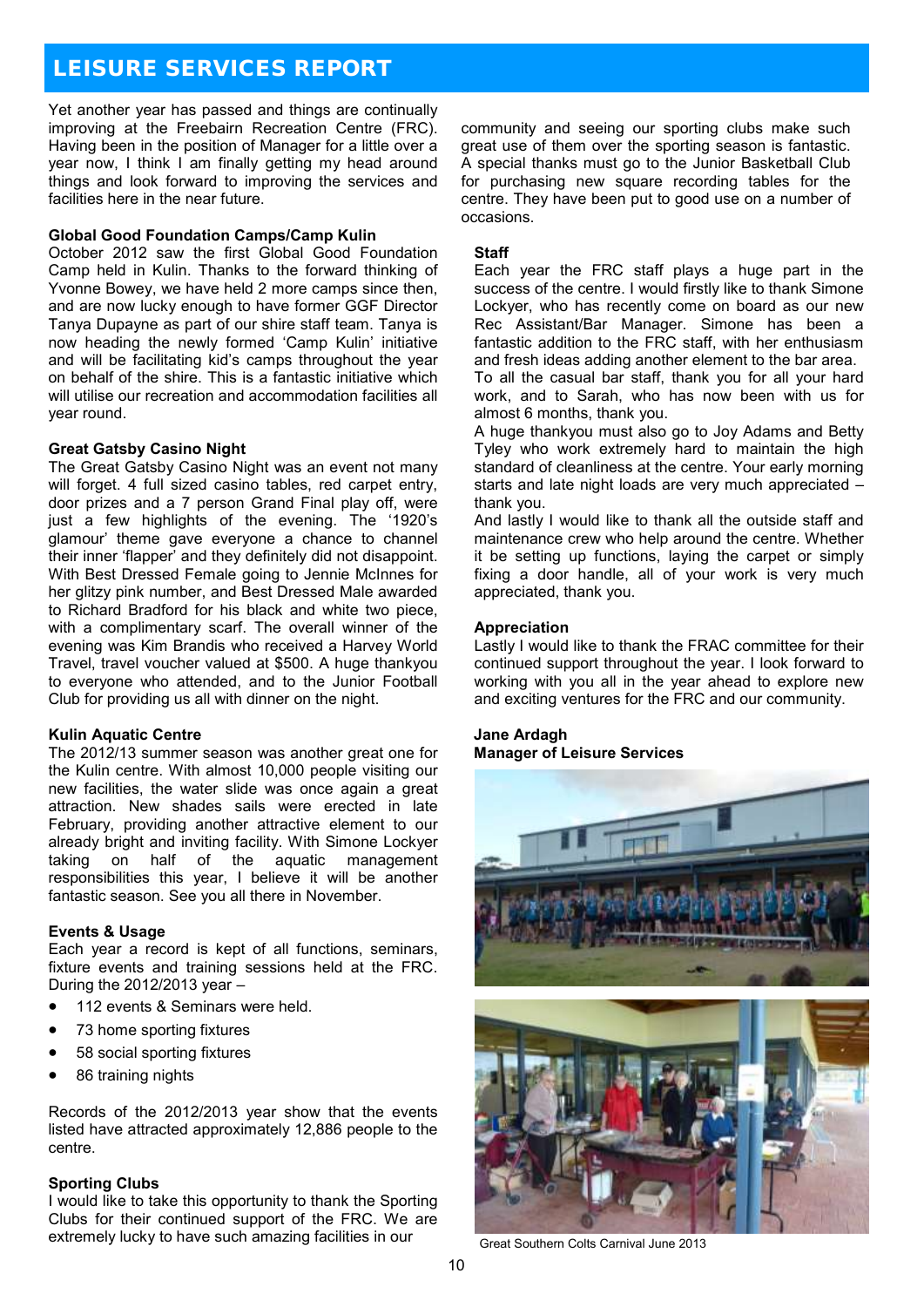# LEISURE SERVICES REPORT

Yet another year has passed and things are continually improving at the Freebairn Recreation Centre (FRC). Having been in the position of Manager for a little over a year now, I think I am finally getting my head around things and look forward to improving the services and facilities here in the near future.

**Global Good Foundation Camps/Camp Kulin**

October 2012 saw the first Global Good Foundation Camp held in Kulin. Thanks to the forward thinking of Yvonne Bowey, we have held 2 more camps since then, and are now lucky enough to have former GGF Director Tanya Dupayne as part of our shire staff team. Tanya is now heading the newly formed 'Camp Kulin' initiative and will be facilitating kid's camps throughout the year on behalf of the shire. This is a fantastic initiative which will utilise our recreation and accommodation facilities all year round.

**Great Gatsby Casino Night**

The Great Gatsby Casino Night was an event not many will forget. 4 full sized casino tables, red carpet entry, door prizes and a 7 person Grand Final play off, were just a few highlights of the evening. The '1920's glamour' theme gave everyone a chance to channel their inner 'flapper' and they definitely did not disappoint. With Best Dressed Female going to Jennie McInnes for her glitzy pink number, and Best Dressed Male awarded to Richard Bradford for his black and white two piece, with a complimentary scarf. The overall winner of the evening was Kim Brandis who received a Harvey World Travel, travel voucher valued at $500. A huge thankyou to everyone who attended, and to the Junior Football Club for providing us all with dinner on the night.

**Kulin Aquatic Centre**

The 2012/13 summer season was another great one for the Kulin centre. With almost 10,000 people visiting our new facilities, the water slide was once again a great attraction. New shades sails were erected in late February, providing another attractive element to our already bright and inviting facility. With Simone Lockyer taking on half of the aquatic management responsibilities this year, I believe it will be another fantastic season. See you all there in November.

**Events & Usage**

Each year a record is kept of all functions, seminars, fixture events and training sessions held at the FRC. During the 2012/2013 year –

- 112 events & Seminars were held.
- 73 home sporting fixtures
- 58 social sporting fixtures
- 86 training nights

Records of the 2012/2013 year show that the events listed have attracted approximately 12,886 people to the centre.

**Sporting Clubs**

I would like to take this opportunity to thank the Sporting Clubs for their continued support of the FRC. We are extremely lucky to have such amazing facilities in our community and seeing our sporting clubs make such great use of them over the sporting season is fantastic. A special thanks must go to the Junior Basketball Club for purchasing new square recording tables for the centre. They have been put to good use on a number of occasions.

**Staff**

Each year the FRC staff plays a huge part in the success of the centre. I would firstly like to thank Simone Lockyer, who has recently come on board as our new Rec Assistant/Bar Manager. Simone has been a fantastic addition to the FRC staff, with her enthusiasm and fresh ideas adding another element to the bar area.

To all the casual bar staff, thank you for all your hard work, and to Sarah, who has now been with us for almost 6 months, thank you.

A huge thankyou must also go to Joy Adams and Betty Tyley who work extremely hard to maintain the high standard of cleanliness at the centre. Your early morning starts and late night loads are very much appreciated – thank you.

And lastly I would like to thank all the outside staff and maintenance crew who help around the centre. Whether it be setting up functions, laying the carpet or simply fixing a door handle, all of your work is very much appreciated, thank you.

**Appreciation**

Lastly I would like to thank the FRAC committee for their continued support throughout the year. I look forward to working with you all in the year ahead to explore new and exciting ventures for the FRC and our community.

**Jane Ardagh**
**Manager of Leisure Services**

Great Southern Colts Carnival June 2013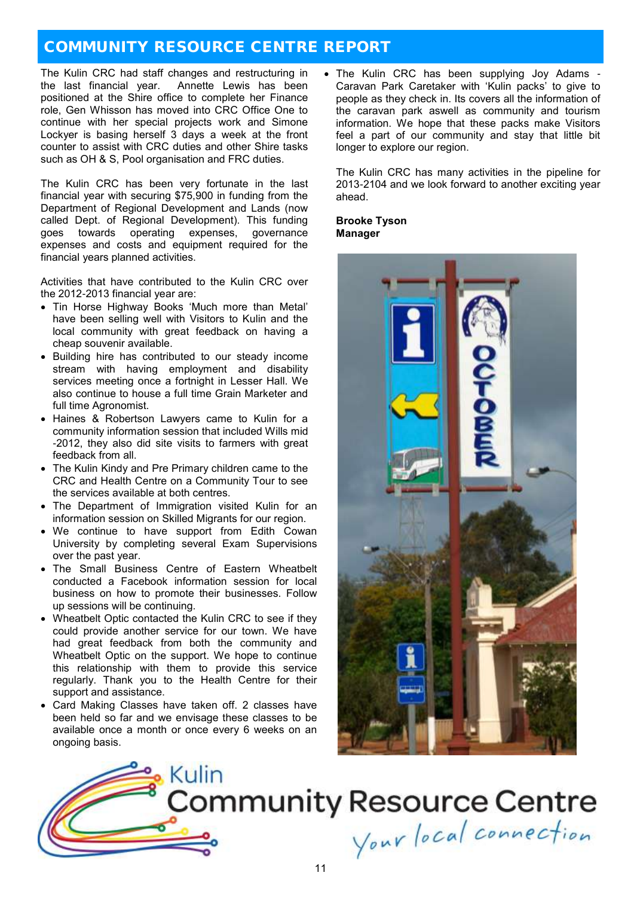# COMMUNITY RESOURCE CENTRE REPORT

The Kulin CRC had staff changes and restructuring in the last financial year. Annette Lewis has been positioned at the Shire office to complete her Finance role, Gen Whisson has moved into CRC Office One to continue with her special projects work and Simone Lockyer is basing herself 3 days a week at the front counter to assist with CRC duties and other Shire tasks such as OH & S, Pool organisation and FRC duties.

The Kulin CRC has been very fortunate in the last financial year with securing $75,900 in funding from the Department of Regional Development and Lands (now called Dept. of Regional Development). This funding goes towards operating expenses, governance expenses and costs and equipment required for the financial years planned activities.

Activities that have contributed to the Kulin CRC over the 2012-2013 financial year are:

- Tin Horse Highway Books 'Much more than Metal' have been selling well with Visitors to Kulin and the local community with great feedback on having a cheap souvenir available.
- Building hire has contributed to our steady income stream with having employment and disability services meeting once a fortnight in Lesser Hall. We also continue to house a full time Grain Marketer and full time Agronomist.
- Haines & Robertson Lawyers came to Kulin for a community information session that included Wills mid -2012, they also did site visits to farmers with great feedback from all.
- The Kulin Kindy and Pre Primary children came to the CRC and Health Centre on a Community Tour to see the services available at both centres.
- The Department of Immigration visited Kulin for an information session on Skilled Migrants for our region.
- We continue to have support from Edith Cowan University by completing several Exam Supervisions over the past year.
- The Small Business Centre of Eastern Wheatbelt conducted a Facebook information session for local business on how to promote their businesses. Follow up sessions will be continuing.
- Wheatbelt Optic contacted the Kulin CRC to see if they could provide another service for our town. We have had great feedback from both the community and Wheatbelt Optic on the support. We hope to continue this relationship with them to provide this service regularly. Thank you to the Health Centre for their support and assistance.
- Card Making Classes have taken off. 2 classes have been held so far and we envisage these classes to be available once a month or once every 6 weeks on an ongoing basis.
- The Kulin CRC has been supplying Joy Adams - Caravan Park Caretaker with 'Kulin packs' to give to people as they check in. Its covers all the information of the caravan park aswell as community and tourism information. We hope that these packs make Visitors feel a part of our community and stay that little bit longer to explore our region.

The Kulin CRC has many activities in the pipeline for 2013-2104 and we look forward to another exciting year ahead.

**Brooke Tyson**
**Manager**

Kulin Community Resource Centre
*Your local connection*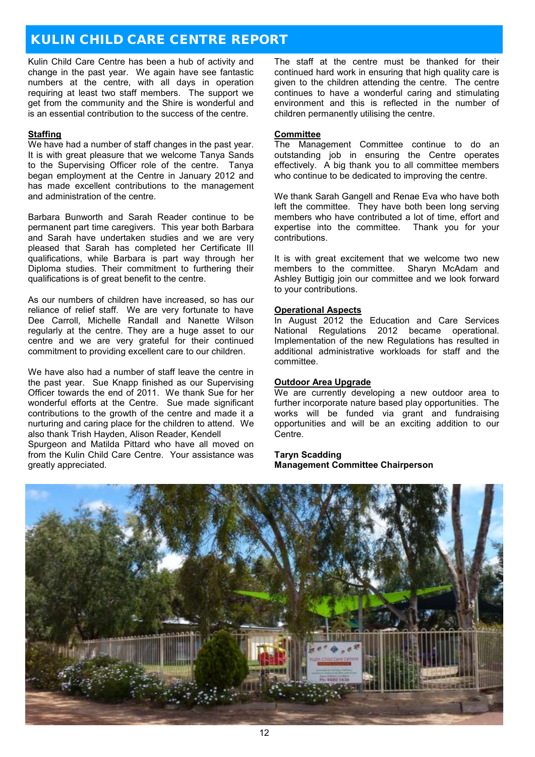# KULIN CHILD CARE CENTRE REPORT

Kulin Child Care Centre has been a hub of activity and change in the past year. We again have see fantastic numbers at the centre, with all days in operation requiring at least two staff members. The support we get from the community and the Shire is wonderful and is an essential contribution to the success of the centre.

**Staffing**

We have had a number of staff changes in the past year. It is with great pleasure that we welcome Tanya Sands to the Supervising Officer role of the centre. Tanya began employment at the Centre in January 2012 and has made excellent contributions to the management and administration of the centre.

Barbara Bunworth and Sarah Reader continue to be permanent part time caregivers. This year both Barbara and Sarah have undertaken studies and we are very pleased that Sarah has completed her Certificate III qualifications, while Barbara is part way through her Diploma studies. Their commitment to furthering their qualifications is of great benefit to the centre.

As our numbers of children have increased, so has our reliance of relief staff. We are very fortunate to have Dee Carroll, Michelle Randall and Nanette Wilson regularly at the centre. They are a huge asset to our centre and we are very grateful for their continued commitment to providing excellent care to our children.

We have also had a number of staff leave the centre in the past year. Sue Knapp finished as our Supervising Officer towards the end of 2011. We thank Sue for her wonderful efforts at the Centre. Sue made significant contributions to the growth of the centre and made it a nurturing and caring place for the children to attend. We also thank Trish Hayden, Alison Reader, Kendell Spurgeon and Matilda Pittard who have all moved on from the Kulin Child Care Centre. Your assistance was greatly appreciated.

The staff at the centre must be thanked for their continued hard work in ensuring that high quality care is given to the children attending the centre. The centre continues to have a wonderful caring and stimulating environment and this is reflected in the number of children permanently utilising the centre.

**Committee**

The Management Committee continue to do an outstanding job in ensuring the Centre operates effectively. A big thank you to all committee members who continue to be dedicated to improving the centre.

We thank Sarah Gangell and Renae Eva who have both left the committee. They have both been long serving members who have contributed a lot of time, effort and expertise into the committee. Thank you for your contributions.

It is with great excitement that we welcome two new members to the committee. Sharyn McAdam and Ashley Buttigig join our committee and we look forward to your contributions.

**Operational Aspects**

In August 2012 the Education and Care Services National Regulations 2012 became operational. Implementation of the new Regulations has resulted in additional administrative workloads for staff and the committee.

**Outdoor Area Upgrade**

We are currently developing a new outdoor area to further incorporate nature based play opportunities. The works will be funded via grant and fundraising opportunities and will be an exciting addition to our Centre.

**Taryn Scadding**
**Management Committee Chairperson**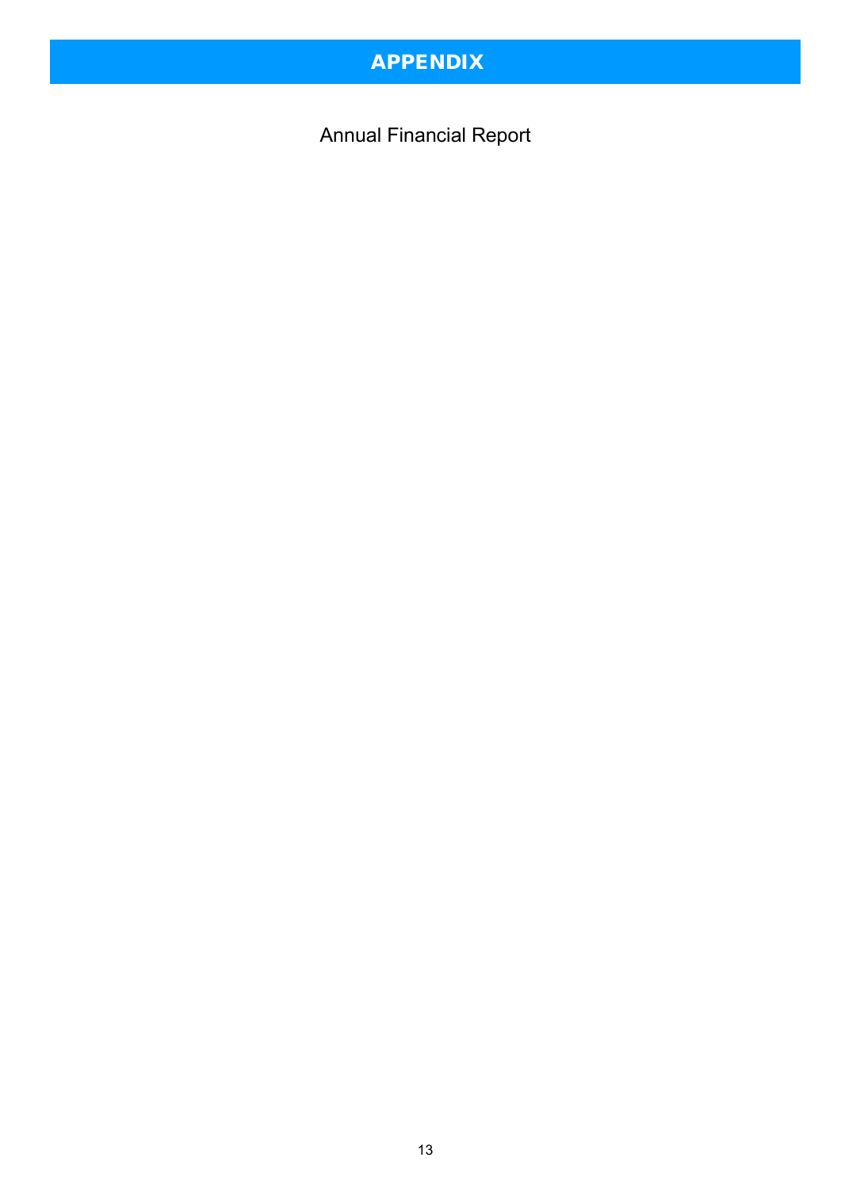# APPENDIX

Annual Financial Report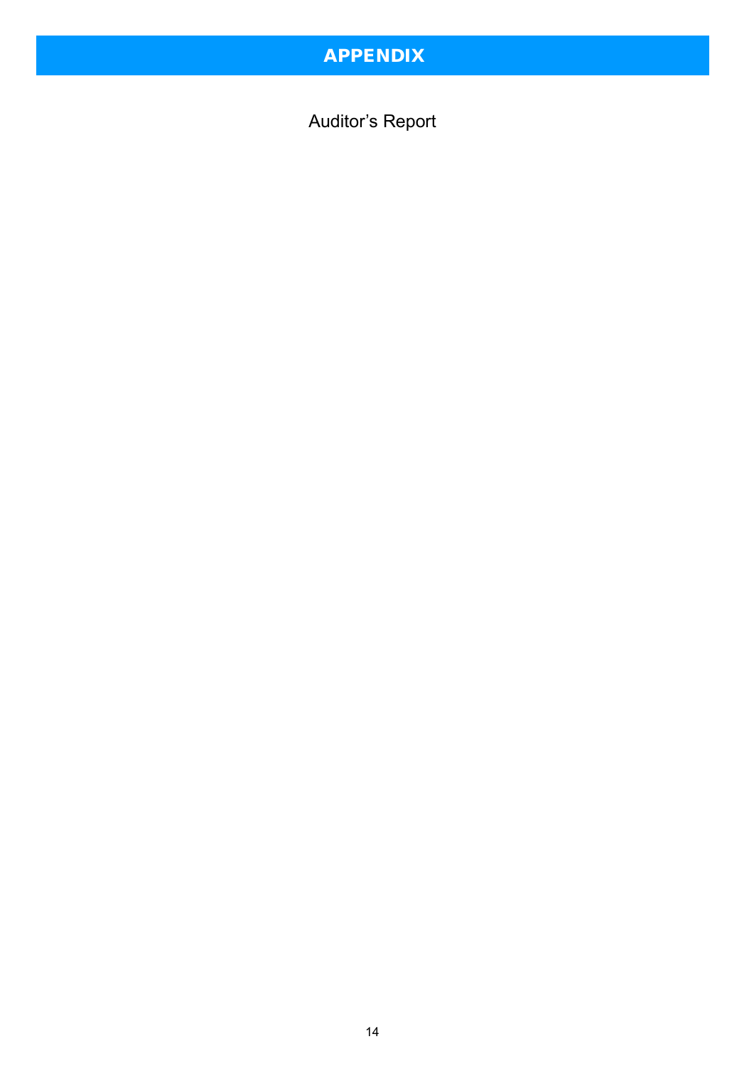# APPENDIX

Auditor’s Report